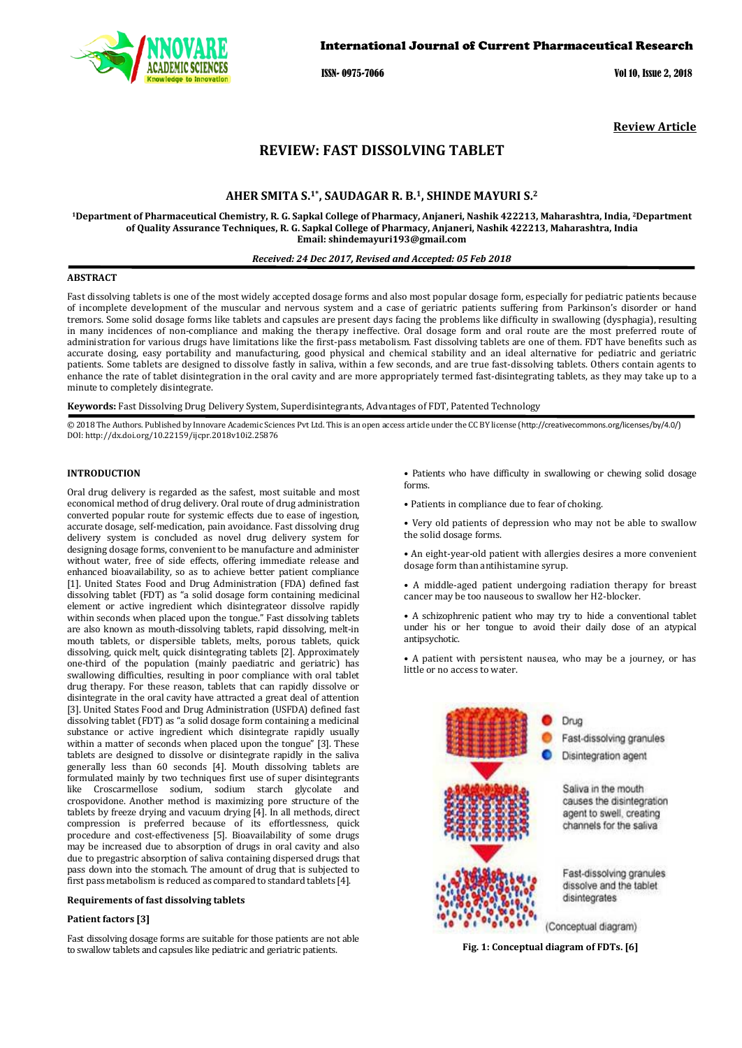Review Article

# REVIEW: FAST DISSOLVING TABLET

**AHER SMITA S.[1*], SAUDAGAR R. B.[1], SHINDE MAYURI S.[2]**

[1]Department of Pharmaceutical Chemistry, R. G. Sapkal College of Pharmacy, Anjaneri, Nashik 422213, Maharashtra, India, [2]Department of Quality Assurance Techniques, R. G. Sapkal College of Pharmacy, Anjaneri, Nashik 422213, Maharashtra, India
Email: shindemayuri193@gmail.com

*Received: 24 Dec 2017, Revised and Accepted: 05 Feb 2018*

## ABSTRACT

Fast dissolving tablets is one of the most widely accepted dosage forms and also most popular dosage form, especially for pediatric patients because of incomplete development of the muscular and nervous system and a case of geriatric patients suffering from Parkinson's disorder or hand tremors. Some solid dosage forms like tablets and capsules are present days facing the problems like difficulty in swallowing (dysphagia), resulting in many incidences of non-compliance and making the therapy ineffective. Oral dosage form and oral route are the most preferred route of administration for various drugs have limitations like the first-pass metabolism. Fast dissolving tablets are one of them. FDT have benefits such as accurate dosing, easy portability and manufacturing, good physical and chemical stability and an ideal alternative for pediatric and geriatric patients. Some tablets are designed to dissolve fastly in saliva, within a few seconds, and are true fast-dissolving tablets. Others contain agents to enhance the rate of tablet disintegration in the oral cavity and are more appropriately termed fast-disintegrating tablets, as they may take up to a minute to completely disintegrate.

**Keywords:** Fast Dissolving Drug Delivery System, Superdisintegrants, Advantages of FDT, Patented Technology

© 2018 The Authors. Published by Innovare Academic Sciences Pvt Ltd. This is an open access article under the CC BY license (http://creativecommons.org/licenses/by/4.0/)
DOI: http://dx.doi.org/10.22159/ijcpr.2018v10i2.25876

## INTRODUCTION

Oral drug delivery is regarded as the safest, most suitable and most economical method of drug delivery. Oral route of drug administration converted popular route for systemic effects due to ease of ingestion, accurate dosage, self-medication, pain avoidance. Fast dissolving drug delivery system is concluded as novel drug delivery system for designing dosage forms, convenient to be manufacture and administer without water, free of side effects, offering immediate release and enhanced bioavailability, so as to achieve better patient compliance [1]. United States Food and Drug Administration (FDA) defined fast dissolving tablet (FDT) as "a solid dosage form containing medicinal element or active ingredient which disintegrateor dissolve rapidly within seconds when placed upon the tongue." Fast dissolving tablets are also known as mouth-dissolving tablets, rapid dissolving, melt-in mouth tablets, or dispersible tablets, melts, porous tablets, quick dissolving, quick melt, quick disintegrating tablets [2]. Approximately one-third of the population (mainly paediatric and geriatric) has swallowing difficulties, resulting in poor compliance with oral tablet drug therapy. For these reason, tablets that can rapidly dissolve or disintegrate in the oral cavity have attracted a great deal of attention [3]. United States Food and Drug Administration (USFDA) defined fast dissolving tablet (FDT) as "a solid dosage form containing a medicinal substance or active ingredient which disintegrate rapidly usually within a matter of seconds when placed upon the tongue" [3]. These tablets are designed to dissolve or disintegrate rapidly in the saliva generally less than 60 seconds [4]. Mouth dissolving tablets are formulated mainly by two techniques first use of super disintegrants like Croscarmellose sodium, sodium starch glycolate and crospovidone. Another method is maximizing pore structure of the tablets by freeze drying and vacuum drying [4]. In all methods, direct compression is preferred because of its effortlessness, quick procedure and cost-effectiveness [5]. Bioavailability of some drugs may be increased due to absorption of drugs in oral cavity and also due to pregastric absorption of saliva containing dispersed drugs that pass down into the stomach. The amount of drug that is subjected to first pass metabolism is reduced as compared to standard tablets [4].

### Requirements of fast dissolving tablets

#### Patient factors [3]

Fast dissolving dosage forms are suitable for those patients are not able to swallow tablets and capsules like pediatric and geriatric patients.

- Patients who have difficulty in swallowing or chewing solid dosage forms.
- Patients in compliance due to fear of choking.
- Very old patients of depression who may not be able to swallow the solid dosage forms.
- An eight-year-old patient with allergies desires a more convenient dosage form than antihistamine syrup.
- A middle-aged patient undergoing radiation therapy for breast cancer may be too nauseous to swallow her H2-blocker.
- A schizophrenic patient who may try to hide a conventional tablet under his or her tongue to avoid their daily dose of an atypical antipsychotic.
- A patient with persistent nausea, who may be a journey, or has little or no access to water.

Drug
Fast-dissolving granules
Disintegration agent

Saliva in the mouth causes the disintegration agent to swell, creating channels for the saliva

Fast-dissolving granules dissolve and the tablet disintegrates

(Conceptual diagram)

**Fig. 1: Conceptual diagram of FDTs. [6]**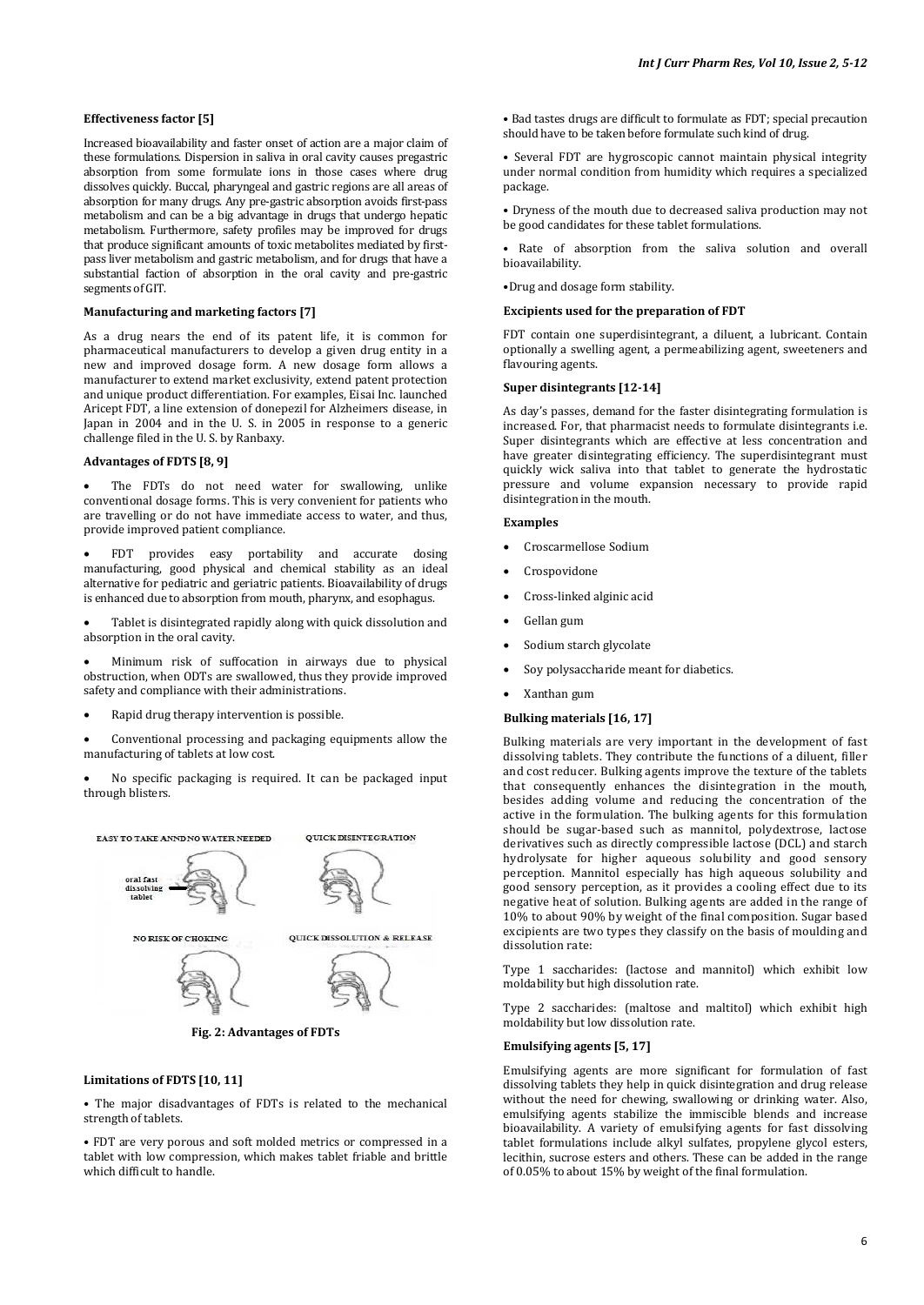**Effectiveness factor [5]**

Increased bioavailability and faster onset of action are a major claim of these formulations. Dispersion in saliva in oral cavity causes pregastric absorption from some formulate ions in those cases where drug dissolves quickly. Buccal, pharyngeal and gastric regions are all areas of absorption for many drugs. Any pre-gastric absorption avoids first-pass metabolism and can be a big advantage in drugs that undergo hepatic metabolism. Furthermore, safety profiles may be improved for drugs that produce significant amounts of toxic metabolites mediated by first-pass liver metabolism and gastric metabolism, and for drugs that have a substantial faction of absorption in the oral cavity and pre-gastric segments of GIT.

**Manufacturing and marketing factors [7]**

As a drug nears the end of its patent life, it is common for pharmaceutical manufacturers to develop a given drug entity in a new and improved dosage form. A new dosage form allows a manufacturer to extend market exclusivity, extend patent protection and unique product differentiation. For examples, Eisai Inc. launched Aricept FDT, a line extension of donepezil for Alzheimers disease, in Japan in 2004 and in the U. S. in 2005 in response to a generic challenge filed in the U. S. by Ranbaxy.

**Advantages of FDTS [8, 9]**

- The FDTs do not need water for swallowing, unlike conventional dosage forms. This is very convenient for patients who are travelling or do not have immediate access to water, and thus, provide improved patient compliance.
- FDT provides easy portability and accurate dosing manufacturing, good physical and chemical stability as an ideal alternative for pediatric and geriatric patients. Bioavailability of drugs is enhanced due to absorption from mouth, pharynx, and esophagus.
- Tablet is disintegrated rapidly along with quick dissolution and absorption in the oral cavity.
- Minimum risk of suffocation in airways due to physical obstruction, when ODTs are swallowed, thus they provide improved safety and compliance with their administrations.
- Rapid drug therapy intervention is possible.
- Conventional processing and packaging equipments allow the manufacturing of tablets at low cost.
- No specific packaging is required. It can be packaged input through blisters.

EASY TO TAKE ANND NO WATER NEEDED
oral fast dissolving tablet
QUICK DISINTEGRATION
NO RISK OF CHOKING
QUICK DISSOLUTION & RELEASE

**Fig. 2: Advantages of FDTs**

**Limitations of FDTS [10, 11]**

- The major disadvantages of FDTs is related to the mechanical strength of tablets.
- FDT are very porous and soft molded metrics or compressed in a tablet with low compression, which makes tablet friable and brittle which difficult to handle.
- Bad tastes drugs are difficult to formulate as FDT; special precaution should have to be taken before formulate such kind of drug.
- Several FDT are hygroscopic cannot maintain physical integrity under normal condition from humidity which requires a specialized package.
- Dryness of the mouth due to decreased saliva production may not be good candidates for these tablet formulations.
- Rate of absorption from the saliva solution and overall bioavailability.
- Drug and dosage form stability.

**Excipients used for the preparation of FDT**

FDT contain one superdisintegrant, a diluent, a lubricant. Contain optionally a swelling agent, a permeabilizing agent, sweeteners and flavouring agents.

**Super disintegrants [12-14]**

As day's passes, demand for the faster disintegrating formulation is increased. For, that pharmacist needs to formulate disintegrants i.e. Super disintegrants which are effective at less concentration and have greater disintegrating efficiency. The superdisintegrant must quickly wick saliva into that tablet to generate the hydrostatic pressure and volume expansion necessary to provide rapid disintegration in the mouth.

**Examples**

- Croscarmellose Sodium
- Crospovidone
- Cross-linked alginic acid
- Gellan gum
- Sodium starch glycolate
- Soy polysaccharide meant for diabetics.
- Xanthan gum

**Bulking materials [16, 17]**

Bulking materials are very important in the development of fast dissolving tablets. They contribute the functions of a diluent, filler and cost reducer. Bulking agents improve the texture of the tablets that consequently enhances the disintegration in the mouth, besides adding volume and reducing the concentration of the active in the formulation. The bulking agents for this formulation should be sugar-based such as mannitol, polydextrose, lactose derivatives such as directly compressible lactose (DCL) and starch hydrolysate for higher aqueous solubility and good sensory perception. Mannitol especially has high aqueous solubility and good sensory perception, as it provides a cooling effect due to its negative heat of solution. Bulking agents are added in the range of 10% to about 90% by weight of the final composition. Sugar based excipients are two types they classify on the basis of moulding and dissolution rate:

Type 1 saccharides: (lactose and mannitol) which exhibit low moldability but high dissolution rate.

Type 2 saccharides: (maltose and maltitol) which exhibit high moldability but low dissolution rate.

**Emulsifying agents [5, 17]**

Emulsifying agents are more significant for formulation of fast dissolving tablets they help in quick disintegration and drug release without the need for chewing, swallowing or drinking water. Also, emulsifying agents stabilize the immiscible blends and increase bioavailability. A variety of emulsifying agents for fast dissolving tablet formulations include alkyl sulfates, propylene glycol esters, lecithin, sucrose esters and others. These can be added in the range of 0.05% to about 15% by weight of the final formulation.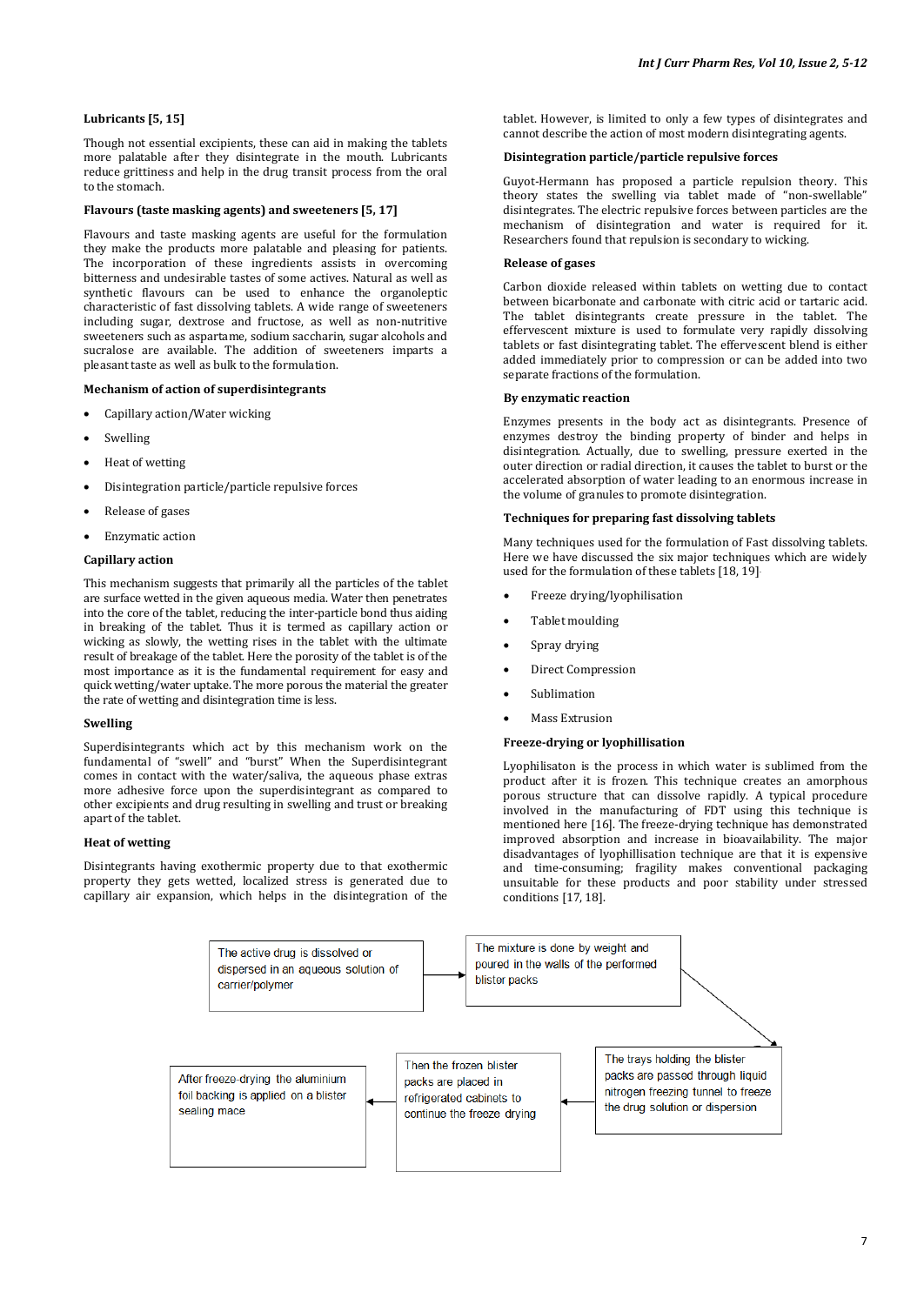### Lubricants [5, 15]

Though not essential excipients, these can aid in making the tablets more palatable after they disintegrate in the mouth. Lubricants reduce grittiness and help in the drug transit process from the oral to the stomach.

### Flavours (taste masking agents) and sweeteners [5, 17]

Flavours and taste masking agents are useful for the formulation they make the products more palatable and pleasing for patients. The incorporation of these ingredients assists in overcoming bitterness and undesirable tastes of some actives. Natural as well as synthetic flavours can be used to enhance the organoleptic characteristic of fast dissolving tablets. A wide range of sweeteners including sugar, dextrose and fructose, as well as non-nutritive sweeteners such as aspartame, sodium saccharin, sugar alcohols and sucralose are available. The addition of sweeteners imparts a pleasant taste as well as bulk to the formulation.

### Mechanism of action of superdisintegrants

- Capillary action/Water wicking
- Swelling
- Heat of wetting
- Disintegration particle/particle repulsive forces
- Release of gases
- Enzymatic action

### Capillary action

This mechanism suggests that primarily all the particles of the tablet are surface wetted in the given aqueous media. Water then penetrates into the core of the tablet, reducing the inter-particle bond thus aiding in breaking of the tablet. Thus it is termed as capillary action or wicking as slowly, the wetting rises in the tablet with the ultimate result of breakage of the tablet. Here the porosity of the tablet is of the most importance as it is the fundamental requirement for easy and quick wetting/water uptake. The more porous the material the greater the rate of wetting and disintegration time is less.

### Swelling

Superdisintegrants which act by this mechanism work on the fundamental of "swell" and "burst" When the Superdisintegrant comes in contact with the water/saliva, the aqueous phase extras more adhesive force upon the superdisintegrant as compared to other excipients and drug resulting in swelling and trust or breaking apart of the tablet.

### Heat of wetting

Disintegrants having exothermic property due to that exothermic property they gets wetted, localized stress is generated due to capillary air expansion, which helps in the disintegration of the tablet. However, is limited to only a few types of disintegrates and cannot describe the action of most modern disintegrating agents.

### Disintegration particle/particle repulsive forces

Guyot-Hermann has proposed a particle repulsion theory. This theory states the swelling via tablet made of "non-swellable" disintegrates. The electric repulsive forces between particles are the mechanism of disintegration and water is required for it. Researchers found that repulsion is secondary to wicking.

### Release of gases

Carbon dioxide released within tablets on wetting due to contact between bicarbonate and carbonate with citric acid or tartaric acid. The tablet disintegrants create pressure in the tablet. The effervescent mixture is used to formulate very rapidly dissolving tablets or fast disintegrating tablet. The effervescent blend is either added immediately prior to compression or can be added into two separate fractions of the formulation.

### By enzymatic reaction

Enzymes presents in the body act as disintegrants. Presence of enzymes destroy the binding property of binder and helps in disintegration. Actually, due to swelling, pressure exerted in the outer direction or radial direction, it causes the tablet to burst or the accelerated absorption of water leading to an enormous increase in the volume of granules to promote disintegration.

### Techniques for preparing fast dissolving tablets

Many techniques used for the formulation of Fast dissolving tablets. Here we have discussed the six major techniques which are widely used for the formulation of these tablets [18, 19].

- Freeze drying/lyophilisation
- Tablet moulding
- Spray drying
- Direct Compression
- Sublimation
- Mass Extrusion

### Freeze-drying or lyophillisation

Lyophilisaton is the process in which water is sublimed from the product after it is frozen. This technique creates an amorphous porous structure that can dissolve rapidly. A typical procedure involved in the manufacturing of FDT using this technique is mentioned here [16]. The freeze-drying technique has demonstrated improved absorption and increase in bioavailability. The major disadvantages of lyophillisation technique are that it is expensive and time-consuming; fragility makes conventional packaging unsuitable for these products and poor stability under stressed conditions [17, 18].

The active drug is dissolved or dispersed in an aqueous solution of carrier/polymer → The mixture is done by weight and poured in the walls of the performed blister packs → The trays holding the blister packs are passed through liquid nitrogen freezing tunnel to freeze the drug solution or dispersion → Then the frozen blister packs are placed in refrigerated cabinets to continue the freeze drying → After freeze-drying the aluminium foil backing is applied on a blister sealing mace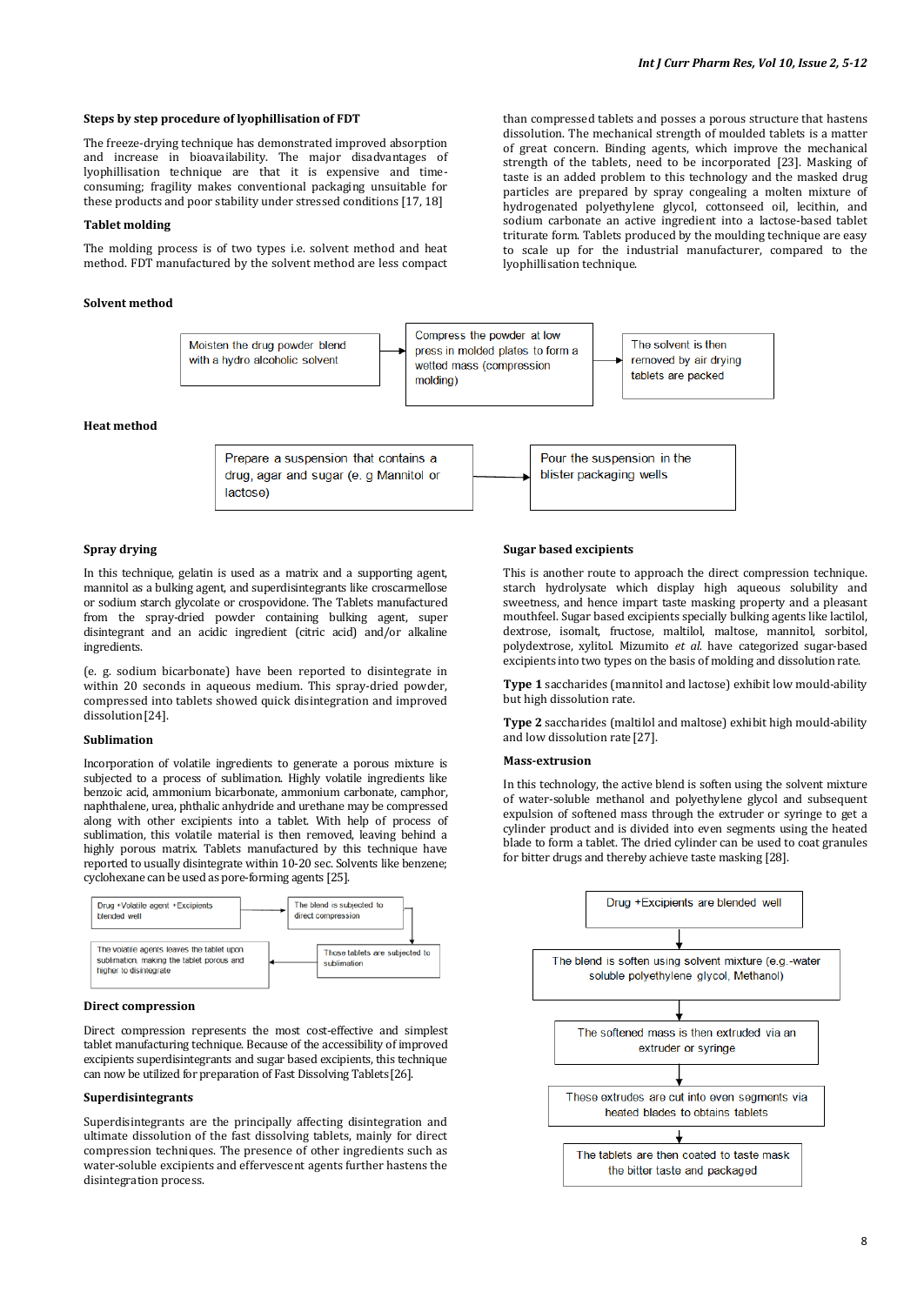### Steps by step procedure of lyophillisation of FDT

The freeze-drying technique has demonstrated improved absorption and increase in bioavailability. The major disadvantages of lyophillisation technique are that it is expensive and time-consuming; fragility makes conventional packaging unsuitable for these products and poor stability under stressed conditions [17, 18]

### Tablet molding

The molding process is of two types i.e. solvent method and heat method. FDT manufactured by the solvent method are less compact than compressed tablets and posses a porous structure that hastens dissolution. The mechanical strength of moulded tablets is a matter of great concern. Binding agents, which improve the mechanical strength of the tablets, need to be incorporated [23]. Masking of taste is an added problem to this technology and the masked drug particles are prepared by spray congealing a molten mixture of hydrogenated polyethylene glycol, cottonseed oil, lecithin, and sodium carbonate an active ingredient into a lactose-based tablet triturate form. Tablets produced by the moulding technique are easy to scale up for the industrial manufacturer, compared to the lyophillisation technique.

#### Solvent method

Moisten the drug powder blend with a hydro alcoholic solvent → Compress the powder at low press in molded plates to form a wetted mass (compression molding) → The solvent is then removed by air drying tablets are packed

#### Heat method

Prepare a suspension that contains a drug, agar and sugar (e. g Mannitol or lactose) → Pour the suspension in the blister packaging wells

### Spray drying

In this technique, gelatin is used as a matrix and a supporting agent, mannitol as a bulking agent, and superdisintegrants like croscarmellose or sodium starch glycolate or crospovidone. The Tablets manufactured from the spray-dried powder containing bulking agent, super disintegrant and an acidic ingredient (citric acid) and/or alkaline ingredients.

(e. g. sodium bicarbonate) have been reported to disintegrate in within 20 seconds in aqueous medium. This spray-dried powder, compressed into tablets showed quick disintegration and improved dissolution[24].

### Sublimation

Incorporation of volatile ingredients to generate a porous mixture is subjected to a process of sublimation. Highly volatile ingredients like benzoic acid, ammonium bicarbonate, ammonium carbonate, camphor, naphthalene, urea, phthalic anhydride and urethane may be compressed along with other excipients into a tablet. With help of process of sublimation, this volatile material is then removed, leaving behind a highly porous matrix. Tablets manufactured by this technique have reported to usually disintegrate within 10-20 sec. Solvents like benzene; cyclohexane can be used as pore-forming agents [25].

Drug +Volatile agent +Excipients blended well → The blend is subjected to direct compression → Those tablets are subjected to sublimation → The volatile agents leaves the tablet upon sublimation, making the tablet porous and higher to disintegrate

### Direct compression

Direct compression represents the most cost-effective and simplest tablet manufacturing technique. Because of the accessibility of improved excipients superdisintegrants and sugar based excipients, this technique can now be utilized for preparation of Fast Dissolving Tablets[26].

### Superdisintegrants

Superdisintegrants are the principally affecting disintegration and ultimate dissolution of the fast dissolving tablets, mainly for direct compression techniques. The presence of other ingredients such as water-soluble excipients and effervescent agents further hastens the disintegration process.

### Sugar based excipients

This is another route to approach the direct compression technique. starch hydrolysate which display high aqueous solubility and sweetness, and hence impart taste masking property and a pleasant mouthfeel. Sugar based excipients specially bulking agents like lactilol, dextrose, isomalt, fructose, maltilol, maltose, mannitol, sorbitol, polydextrose, xylitol. Mizumito *et al.* have categorized sugar-based excipients into two types on the basis of molding and dissolution rate.

**Type 1** saccharides (mannitol and lactose) exhibit low mould-ability but high dissolution rate.

**Type 2** saccharides (maltilol and maltose) exhibit high mould-ability and low dissolution rate [27].

### Mass-extrusion

In this technology, the active blend is soften using the solvent mixture of water-soluble methanol and polyethylene glycol and subsequent expulsion of softened mass through the extruder or syringe to get a cylinder product and is divided into even segments using the heated blade to form a tablet. The dried cylinder can be used to coat granules for bitter drugs and thereby achieve taste masking [28].

Drug +Excipients are blended well
↓
The blend is soften using solvent mixture (e.g.-water soluble polyethylene glycol, Methanol)
↓
The softened mass is then extruded via an extruder or syringe
↓
These extrudes are cut into even segments via heated blades to obtains tablets
↓
The tablets are then coated to taste mask the bitter taste and packaged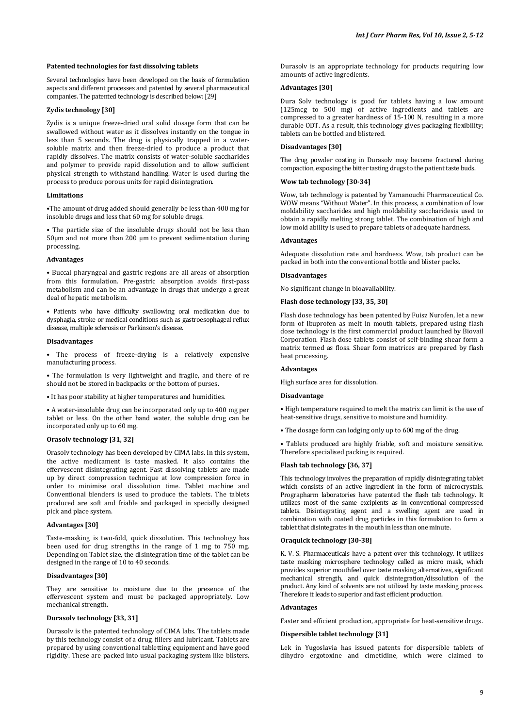#### Patented technologies for fast dissolving tablets

Several technologies have been developed on the basis of formulation aspects and different processes and patented by several pharmaceutical companies. The patented technology is described below: [29]

#### Zydis technology [30]

Zydis is a unique freeze-dried oral solid dosage form that can be swallowed without water as it dissolves instantly on the tongue in less than 5 seconds. The drug is physically trapped in a water-soluble matrix and then freeze-dried to produce a product that rapidly dissolves. The matrix consists of water-soluble saccharides and polymer to provide rapid dissolution and to allow sufficient physical strength to withstand handling. Water is used during the process to produce porous units for rapid disintegration.

#### Limitations

• The amount of drug added should generally be less than 400 mg for insoluble drugs and less that 60 mg for soluble drugs.

• The particle size of the insoluble drugs should not be less than 50μm and not more than 200 μm to prevent sedimentation during processing.

#### Advantages

• Buccal pharyngeal and gastric regions are all areas of absorption from this formulation. Pre-gastric absorption avoids first-pass metabolism and can be an advantage in drugs that undergo a great deal of hepatic metabolism.

• Patients who have difficulty swallowing oral medication due to dysphagia, stroke or medical conditions such as gastroesophageal reflux disease, multiple sclerosis or Parkinson's disease.

#### Disadvantages

• The process of freeze-drying is a relatively expensive manufacturing process.

• The formulation is very lightweight and fragile, and there of re should not be stored in backpacks or the bottom of purses.

• It has poor stability at higher temperatures and humidities.

• A water-insoluble drug can be incorporated only up to 400 mg per tablet or less. On the other hand water, the soluble drug can be incorporated only up to 60 mg.

#### Orasolv technology [31, 32]

Orasolv technology has been developed by CIMA labs. In this system, the active medicament is taste masked. It also contains the effervescent disintegrating agent. Fast dissolving tablets are made up by direct compression technique at low compression force in order to minimise oral dissolution time. Tablet machine and Conventional blenders is used to produce the tablets. The tablets produced are soft and friable and packaged in specially designed pick and place system.

#### Advantages [30]

Taste-masking is two-fold, quick dissolution. This technology has been used for drug strengths in the range of 1 mg to 750 mg. Depending on Tablet size, the disintegration time of the tablet can be designed in the range of 10 to 40 seconds.

#### Disadvantages [30]

They are sensitive to moisture due to the presence of the effervescent system and must be packaged appropriately. Low mechanical strength.

#### Durasolv technology [33, 31]

Durasolv is the patented technology of CIMA labs. The tablets made by this technology consist of a drug, fillers and lubricant. Tablets are prepared by using conventional tabletting equipment and have good rigidity. These are packed into usual packaging system like blisters. Durasolv is an appropriate technology for products requiring low amounts of active ingredients.

#### Advantages [30]

Dura Solv technology is good for tablets having a low amount (125mcg to 500 mg) of active ingredients and tablets are compressed to a greater hardness of 15-100 N, resulting in a more durable ODT. As a result, this technology gives packaging flexibility; tablets can be bottled and blistered.

#### Disadvantages [30]

The drug powder coating in Durasolv may become fractured during compaction, exposing the bitter tasting drugs to the patient taste buds.

#### Wow tab technology [30-34]

Wow, tab technology is patented by Yamanouchi Pharmaceutical Co. WOW means "Without Water". In this process, a combination of low moldability saccharides and high moldability saccharidesis used to obtain a rapidly melting strong tablet. The combination of high and low mold ability is used to prepare tablets of adequate hardness.

#### Advantages

Adequate dissolution rate and hardness. Wow, tab product can be packed in both into the conventional bottle and blister packs.

#### Disadvantages

No significant change in bioavailability.

#### Flash dose technology [33, 35, 30]

Flash dose technology has been patented by Fuisz Nurofen, let a new form of Ibuprofen as melt in mouth tablets, prepared using flash dose technology is the first commercial product launched by Biovail Corporation. Flash dose tablets consist of self-binding shear form a matrix termed as floss. Shear form matrices are prepared by flash heat processing.

#### Advantages

High surface area for dissolution.

#### Disadvantage

• High temperature required to melt the matrix can limit is the use of heat-sensitive drugs, sensitive to moisture and humidity.

• The dosage form can lodging only up to 600 mg of the drug.

• Tablets produced are highly friable, soft and moisture sensitive. Therefore specialised packing is required.

#### Flash tab technology [36, 37]

This technology involves the preparation of rapidly disintegrating tablet which consists of an active ingredient in the form of microcrystals. Prographarm laboratories have patented the flash tab technology. It utilizes most of the same excipients as in conventional compressed tablets. Disintegrating agent and a swelling agent are used in combination with coated drug particles in this formulation to form a tablet that disintegrates in the mouth in less than one minute.

#### Oraquick technology [30-38]

K. V. S. Pharmaceuticals have a patent over this technology. It utilizes taste masking microsphere technology called as micro mask, which provides superior mouthfeel over taste masking alternatives, significant mechanical strength, and quick disintegration/dissolution of the product. Any kind of solvents are not utilized by taste masking process. Therefore it leads to superior and fast efficient production.

#### Advantages

Faster and efficient production, appropriate for heat-sensitive drugs.

#### Dispersible tablet technology [31]

Lek in Yugoslavia has issued patents for dispersible tablets of dihydro ergotoxine and cimetidine, which were claimed to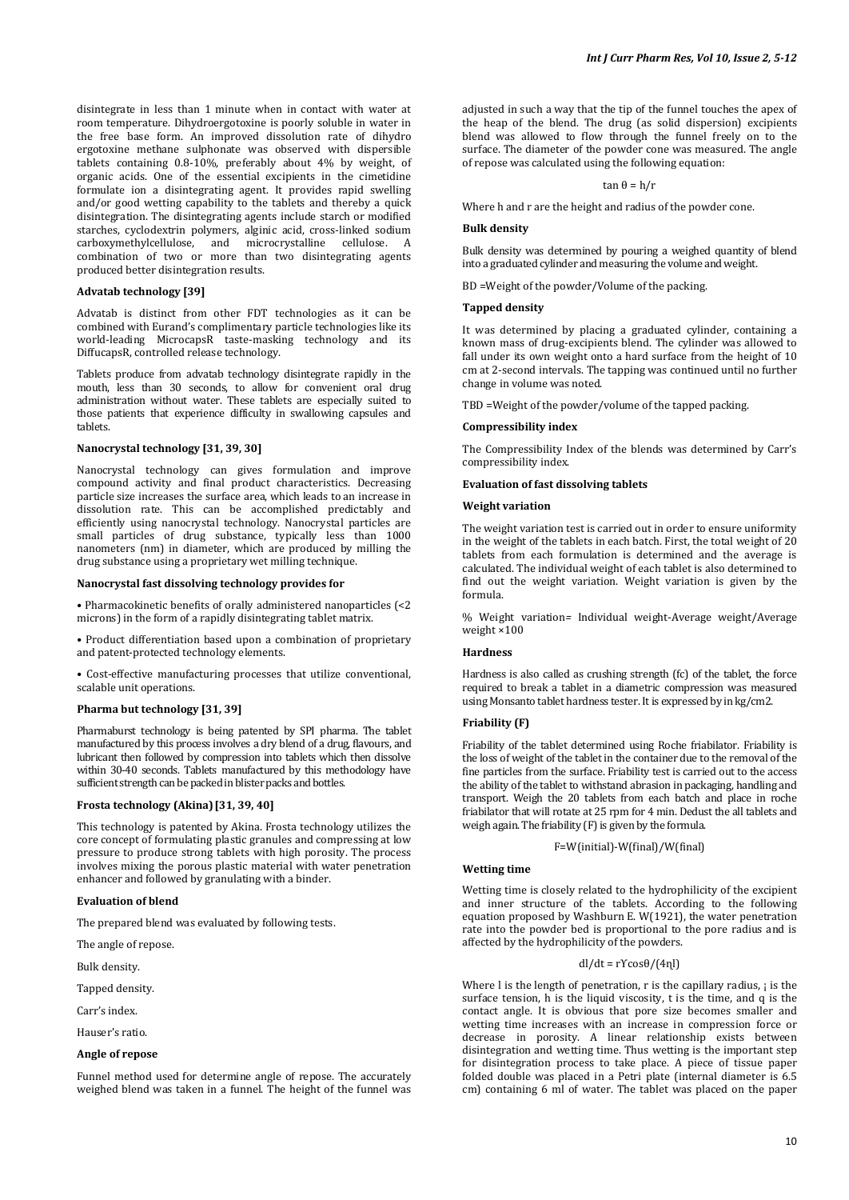disintegrate in less than 1 minute when in contact with water at room temperature. Dihydroergotoxine is poorly soluble in water in the free base form. An improved dissolution rate of dihydro ergotoxine methane sulphonate was observed with dispersible tablets containing 0.8-10%, preferably about 4% by weight, of organic acids. One of the essential excipients in the cimetidine formulate ion a disintegrating agent. It provides rapid swelling and/or good wetting capability to the tablets and thereby a quick disintegration. The disintegrating agents include starch or modified starches, cyclodextrin polymers, alginic acid, cross-linked sodium carboxymethylcellulose, and microcrystalline cellulose. A combination of two or more than two disintegrating agents produced better disintegration results.

**Advatab technology [39]**

Advatab is distinct from other FDT technologies as it can be combined with Eurand's complimentary particle technologies like its world-leading MicrocapsR taste-masking technology and its DiffucapsR, controlled release technology.

Tablets produce from advatab technology disintegrate rapidly in the mouth, less than 30 seconds, to allow for convenient oral drug administration without water. These tablets are especially suited to those patients that experience difficulty in swallowing capsules and tablets.

**Nanocrystal technology [31, 39, 30]**

Nanocrystal technology can gives formulation and improve compound activity and final product characteristics. Decreasing particle size increases the surface area, which leads to an increase in dissolution rate. This can be accomplished predictably and efficiently using nanocrystal technology. Nanocrystal particles are small particles of drug substance, typically less than 1000 nanometers (nm) in diameter, which are produced by milling the drug substance using a proprietary wet milling technique.

**Nanocrystal fast dissolving technology provides for**

• Pharmacokinetic benefits of orally administered nanoparticles (<2 microns) in the form of a rapidly disintegrating tablet matrix.

• Product differentiation based upon a combination of proprietary and patent-protected technology elements.

• Cost-effective manufacturing processes that utilize conventional, scalable unit operations.

**Pharma but technology [31, 39]**

Pharmaburst technology is being patented by SPI pharma. The tablet manufactured by this process involves a dry blend of a drug, flavours, and lubricant then followed by compression into tablets which then dissolve within 30-40 seconds. Tablets manufactured by this methodology have sufficient strength can be packed in blister packs and bottles.

**Frosta technology (Akina) [31, 39, 40]**

This technology is patented by Akina. Frosta technology utilizes the core concept of formulating plastic granules and compressing at low pressure to produce strong tablets with high porosity. The process involves mixing the porous plastic material with water penetration enhancer and followed by granulating with a binder.

**Evaluation of blend**

The prepared blend was evaluated by following tests.

The angle of repose.

Bulk density.

Tapped density.

Carr's index.

Hauser's ratio.

**Angle of repose**

Funnel method used for determine angle of repose. The accurately weighed blend was taken in a funnel. The height of the funnel was adjusted in such a way that the tip of the funnel touches the apex of the heap of the blend. The drug (as solid dispersion) excipients blend was allowed to flow through the funnel freely on to the surface. The diameter of the powder cone was measured. The angle of repose was calculated using the following equation:

$$\tan \theta = h/r$$

Where h and r are the height and radius of the powder cone.

**Bulk density**

Bulk density was determined by pouring a weighed quantity of blend into a graduated cylinder and measuring the volume and weight.

BD =Weight of the powder/Volume of the packing.

**Tapped density**

It was determined by placing a graduated cylinder, containing a known mass of drug-excipients blend. The cylinder was allowed to fall under its own weight onto a hard surface from the height of 10 cm at 2-second intervals. The tapping was continued until no further change in volume was noted.

TBD =Weight of the powder/volume of the tapped packing.

**Compressibility index**

The Compressibility Index of the blends was determined by Carr's compressibility index.

**Evaluation of fast dissolving tablets**

**Weight variation**

The weight variation test is carried out in order to ensure uniformity in the weight of the tablets in each batch. First, the total weight of 20 tablets from each formulation is determined and the average is calculated. The individual weight of each tablet is also determined to find out the weight variation. Weight variation is given by the formula.

% Weight variation= Individual weight-Average weight/Average weight ×100

**Hardness**

Hardness is also called as crushing strength (fc) of the tablet, the force required to break a tablet in a diametric compression was measured using Monsanto tablet hardness tester. It is expressed by in kg/cm2.

**Friability (F)**

Friability of the tablet determined using Roche friabilator. Friability is the loss of weight of the tablet in the container due to the removal of the fine particles from the surface. Friability test is carried out to the access the ability of the tablet to withstand abrasion in packaging, handling and transport. Weigh the 20 tablets from each batch and place in roche friabilator that will rotate at 25 rpm for 4 min. Dedust the all tablets and weigh again. The friability (F) is given by the formula.

$$F = W(\text{initial}) - W(\text{final}) / W(\text{final})$$

**Wetting time**

Wetting time is closely related to the hydrophilicity of the excipient and inner structure of the tablets. According to the following equation proposed by Washburn E. W(1921), the water penetration rate into the powder bed is proportional to the pore radius and is affected by the hydrophilicity of the powders.

$$dl/dt = r\Upsilon\cos\theta/(4\eta l)$$

Where l is the length of penetration, r is the capillary radius, ¡ is the surface tension, h is the liquid viscosity, t is the time, and q is the contact angle. It is obvious that pore size becomes smaller and wetting time increases with an increase in compression force or decrease in porosity. A linear relationship exists between disintegration and wetting time. Thus wetting is the important step for disintegration process to take place. A piece of tissue paper folded double was placed in a Petri plate (internal diameter is 6.5 cm) containing 6 ml of water. The tablet was placed on the paper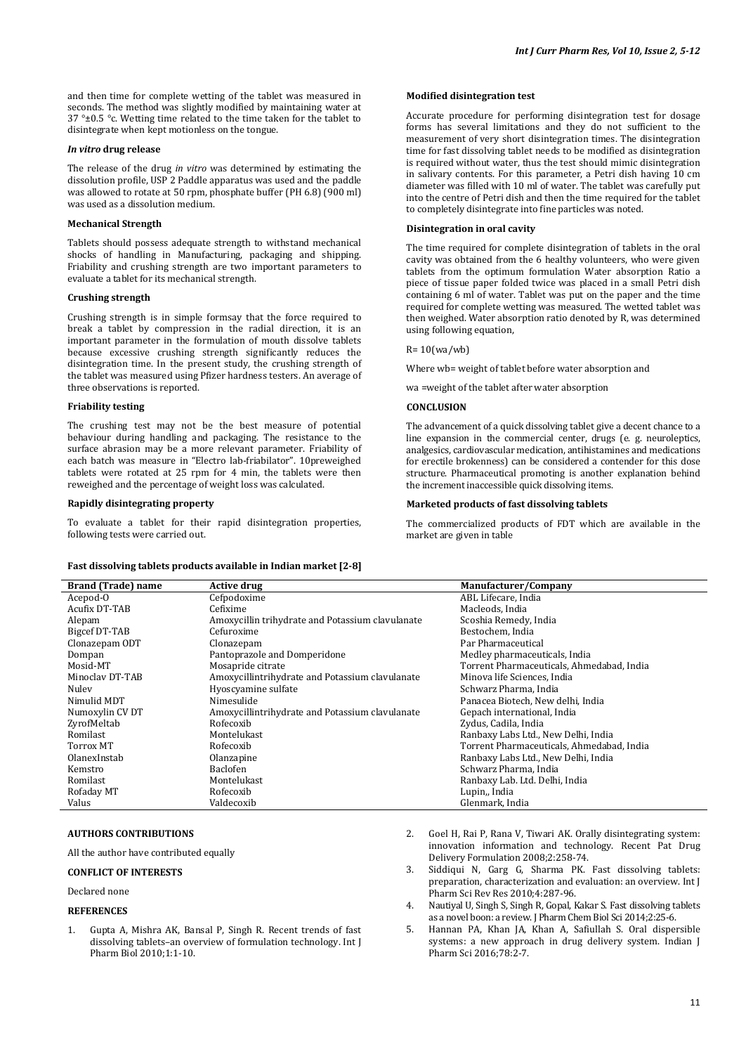and then time for complete wetting of the tablet was measured in seconds. The method was slightly modified by maintaining water at 37 °±0.5 °c. Wetting time related to the time taken for the tablet to disintegrate when kept motionless on the tongue.

#### *In vitro* drug release

The release of the drug *in vitro* was determined by estimating the dissolution profile, USP 2 Paddle apparatus was used and the paddle was allowed to rotate at 50 rpm, phosphate buffer (PH 6.8) (900 ml) was used as a dissolution medium.

#### Mechanical Strength

Tablets should possess adequate strength to withstand mechanical shocks of handling in Manufacturing, packaging and shipping. Friability and crushing strength are two important parameters to evaluate a tablet for its mechanical strength.

#### Crushing strength

Crushing strength is in simple formsay that the force required to break a tablet by compression in the radial direction, it is an important parameter in the formulation of mouth dissolve tablets because excessive crushing strength significantly reduces the disintegration time. In the present study, the crushing strength of the tablet was measured using Pfizer hardness testers. An average of three observations is reported.

#### Friability testing

The crushing test may not be the best measure of potential behaviour during handling and packaging. The resistance to the surface abrasion may be a more relevant parameter. Friability of each batch was measure in "Electro lab-friabilator". 10preweighed tablets were rotated at 25 rpm for 4 min, the tablets were then reweighed and the percentage of weight loss was calculated.

#### Rapidly disintegrating property

To evaluate a tablet for their rapid disintegration properties, following tests were carried out.

#### Modified disintegration test

Accurate procedure for performing disintegration test for dosage forms has several limitations and they do not sufficient to the measurement of very short disintegration times. The disintegration time for fast dissolving tablet needs to be modified as disintegration is required without water, thus the test should mimic disintegration in salivary contents. For this parameter, a Petri dish having 10 cm diameter was filled with 10 ml of water. The tablet was carefully put into the centre of Petri dish and then the time required for the tablet to completely disintegrate into fine particles was noted.

#### Disintegration in oral cavity

The time required for complete disintegration of tablets in the oral cavity was obtained from the 6 healthy volunteers, who were given tablets from the optimum formulation Water absorption Ratio a piece of tissue paper folded twice was placed in a small Petri dish containing 6 ml of water. Tablet was put on the paper and the time required for complete wetting was measured. The wetted tablet was then weighed. Water absorption ratio denoted by R, was determined using following equation,

$R= 10(wa/wb)$

Where wb= weight of tablet before water absorption and

wa =weight of the tablet after water absorption

### CONCLUSION

The advancement of a quick dissolving tablet give a decent chance to a line expansion in the commercial center, drugs (e. g. neuroleptics, analgesics, cardiovascular medication, antihistamines and medications for erectile brokenness) can be considered a contender for this dose structure. Pharmaceutical promoting is another explanation behind the increment inaccessible quick dissolving items.

#### Marketed products of fast dissolving tablets

The commercialized products of FDT which are available in the market are given in table

**Fast dissolving tablets products available in Indian market [2-8]**

| Brand (Trade) name | Active drug | Manufacturer/Company |
|---|---|---|
| Acepod-O | Cefpodoxime | ABL Lifecare, India |
| Acufix DT-TAB | Cefixime | Macleods, India |
| Alepam | Amoxycillin trihydrate and Potassium clavulanate | Scoshia Remedy, India |
| Bigcef DT-TAB | Cefuroxime | Bestochem, India |
| Clonazepam ODT | Clonazepam | Par Pharmaceutical |
| Dompan | Pantoprazole and Domperidone | Medley pharmaceuticals, India |
| Mosid-MT | Mosapride citrate | Torrent Pharmaceuticals, Ahmedabad, India |
| Minoclav DT-TAB | Amoxycillintrihydrate and Potassium clavulanate | Minova life Sciences, India |
| Nulev | Hyoscyamine sulfate | Schwarz Pharma, India |
| Nimulid MDT | Nimesulide | Panacea Biotech, New delhi, India |
| Numoxylin CV DT | Amoxycillintrihydrate and Potassium clavulanate | Gepach international, India |
| ZyrofMeltab | Rofecoxib | Zydus, Cadila, India |
| Romilast | Montelukast | Ranbaxy Labs Ltd., New Delhi, India |
| Torrox MT | Rofecoxib | Torrent Pharmaceuticals, Ahmedabad, India |
| OlanexInstab | Olanzapine | Ranbaxy Labs Ltd., New Delhi, India |
| Kemstro | Baclofen | Schwarz Pharma, India |
| Romilast | Montelukast | Ranbaxy Lab. Ltd. Delhi, India |
| Rofaday MT | Rofecoxib | Lupin,, India |
| Valus | Valdecoxib | Glenmark, India |

### AUTHORS CONTRIBUTIONS

All the author have contributed equally

### CONFLICT OF INTERESTS

Declared none

### REFERENCES

1. Gupta A, Mishra AK, Bansal P, Singh R. Recent trends of fast dissolving tablets–an overview of formulation technology. Int J Pharm Biol 2010;1:1-10.
2. Goel H, Rai P, Rana V, Tiwari AK. Orally disintegrating system: innovation information and technology. Recent Pat Drug Delivery Formulation 2008;2:258-74.
3. Siddiqui N, Garg G, Sharma PK. Fast dissolving tablets: preparation, characterization and evaluation: an overview. Int J Pharm Sci Rev Res 2010;4:287-96.
4. Nautiyal U, Singh S, Singh R, Gopal, Kakar S. Fast dissolving tablets as a novel boon: a review. J Pharm Chem Biol Sci 2014;2:25-6.
5. Hannan PA, Khan JA, Khan A, Safiullah S. Oral dispersible systems: a new approach in drug delivery system. Indian J Pharm Sci 2016;78:2-7.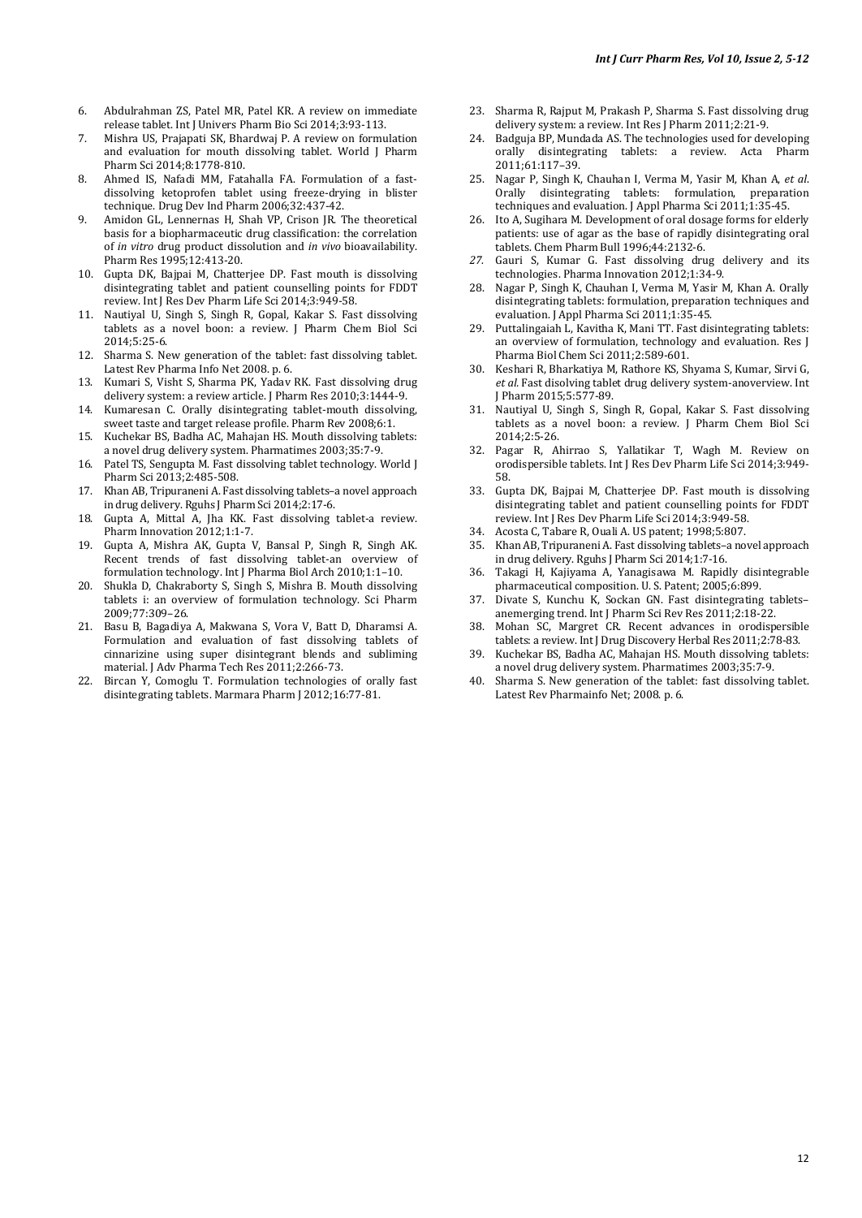6. Abdulrahman ZS, Patel MR, Patel KR. A review on immediate release tablet. Int J Univers Pharm Bio Sci 2014;3:93-113.
7. Mishra US, Prajapati SK, Bhardwaj P. A review on formulation and evaluation for mouth dissolving tablet. World J Pharm Pharm Sci 2014;8:1778-810.
8. Ahmed IS, Nafadi MM, Fatahalla FA. Formulation of a fast-dissolving ketoprofen tablet using freeze-drying in blister technique. Drug Dev Ind Pharm 2006;32:437-42.
9. Amidon GL, Lennernas H, Shah VP, Crison JR. The theoretical basis for a biopharmaceutic drug classification: the correlation of *in vitro* drug product dissolution and *in vivo* bioavailability. Pharm Res 1995;12:413-20.
10. Gupta DK, Bajpai M, Chatterjee DP. Fast mouth is dissolving disintegrating tablet and patient counselling points for FDDT review. Int J Res Dev Pharm Life Sci 2014;3:949-58.
11. Nautiyal U, Singh S, Singh R, Gopal, Kakar S. Fast dissolving tablets as a novel boon: a review. J Pharm Chem Biol Sci 2014;5:25-6.
12. Sharma S. New generation of the tablet: fast dissolving tablet. Latest Rev Pharma Info Net 2008. p. 6.
13. Kumari S, Visht S, Sharma PK, Yadav RK. Fast dissolving drug delivery system: a review article. J Pharm Res 2010;3:1444-9.
14. Kumaresan C. Orally disintegrating tablet-mouth dissolving, sweet taste and target release profile. Pharm Rev 2008;6:1.
15. Kuchekar BS, Badha AC, Mahajan HS. Mouth dissolving tablets: a novel drug delivery system. Pharmatimes 2003;35:7-9.
16. Patel TS, Sengupta M. Fast dissolving tablet technology. World J Pharm Sci 2013;2:485-508.
17. Khan AB, Tripuraneni A. Fast dissolving tablets–a novel approach in drug delivery. Rguhs J Pharm Sci 2014;2:17-6.
18. Gupta A, Mittal A, Jha KK. Fast dissolving tablet-a review. Pharm Innovation 2012;1:1-7.
19. Gupta A, Mishra AK, Gupta V, Bansal P, Singh R, Singh AK. Recent trends of fast dissolving tablet-an overview of formulation technology. Int J Pharma Biol Arch 2010;1:1–10.
20. Shukla D, Chakraborty S, Singh S, Mishra B. Mouth dissolving tablets i: an overview of formulation technology. Sci Pharm 2009;77:309–26.
21. Basu B, Bagadiya A, Makwana S, Vora V, Batt D, Dharamsi A. Formulation and evaluation of fast dissolving tablets of cinnarizine using super disintegrant blends and subliming material. J Adv Pharma Tech Res 2011;2:266-73.
22. Bircan Y, Comoglu T. Formulation technologies of orally fast disintegrating tablets. Marmara Pharm J 2012;16:77-81.
23. Sharma R, Rajput M, Prakash P, Sharma S. Fast dissolving drug delivery system: a review. Int Res J Pharm 2011;2:21-9.
24. Badguja BP, Mundada AS. The technologies used for developing orally disintegrating tablets: a review. Acta Pharm 2011;61:117–39.
25. Nagar P, Singh K, Chauhan I, Verma M, Yasir M, Khan A, *et al*. Orally disintegrating tablets: formulation, preparation techniques and evaluation. J Appl Pharma Sci 2011;1:35-45.
26. Ito A, Sugihara M. Development of oral dosage forms for elderly patients: use of agar as the base of rapidly disintegrating oral tablets. Chem Pharm Bull 1996;44:2132-6.
27. Gauri S, Kumar G. Fast dissolving drug delivery and its technologies. Pharma Innovation 2012;1:34-9.
28. Nagar P, Singh K, Chauhan I, Verma M, Yasir M, Khan A. Orally disintegrating tablets: formulation, preparation techniques and evaluation. J Appl Pharma Sci 2011;1:35-45.
29. Puttalingaiah L, Kavitha K, Mani TT. Fast disintegrating tablets: an overview of formulation, technology and evaluation. Res J Pharma Biol Chem Sci 2011;2:589-601.
30. Keshari R, Bharkatiya M, Rathore KS, Shyama S, Kumar, Sirvi G, *et al*. Fast disolving tablet drug delivery system-anoverview. Int J Pharm 2015;5:577-89.
31. Nautiyal U, Singh S, Singh R, Gopal, Kakar S. Fast dissolving tablets as a novel boon: a review. J Pharm Chem Biol Sci 2014;2:5-26.
32. Pagar R, Ahirrao S, Yallatikar T, Wagh M. Review on orodispersible tablets. Int J Res Dev Pharm Life Sci 2014;3:949-58.
33. Gupta DK, Bajpai M, Chatterjee DP. Fast mouth is dissolving disintegrating tablet and patient counselling points for FDDT review. Int J Res Dev Pharm Life Sci 2014;3:949-58.
34. Acosta C, Tabare R, Ouali A. US patent; 1998;5:807.
35. Khan AB, Tripuraneni A. Fast dissolving tablets–a novel approach in drug delivery. Rguhs J Pharm Sci 2014;1:7-16.
36. Takagi H, Kajiyama A, Yanagisawa M. Rapidly disintegrable pharmaceutical composition. U. S. Patent; 2005;6:899.
37. Divate S, Kunchu K, Sockan GN. Fast disintegrating tablets–anemerging trend. Int J Pharm Sci Rev Res 2011;2:18-22.
38. Mohan SC, Margret CR. Recent advances in orodispersible tablets: a review. Int J Drug Discovery Herbal Res 2011;2:78-83.
39. Kuchekar BS, Badha AC, Mahajan HS. Mouth dissolving tablets: a novel drug delivery system. Pharmatimes 2003;35:7-9.
40. Sharma S. New generation of the tablet: fast dissolving tablet. Latest Rev Pharmainfo Net; 2008. p. 6.